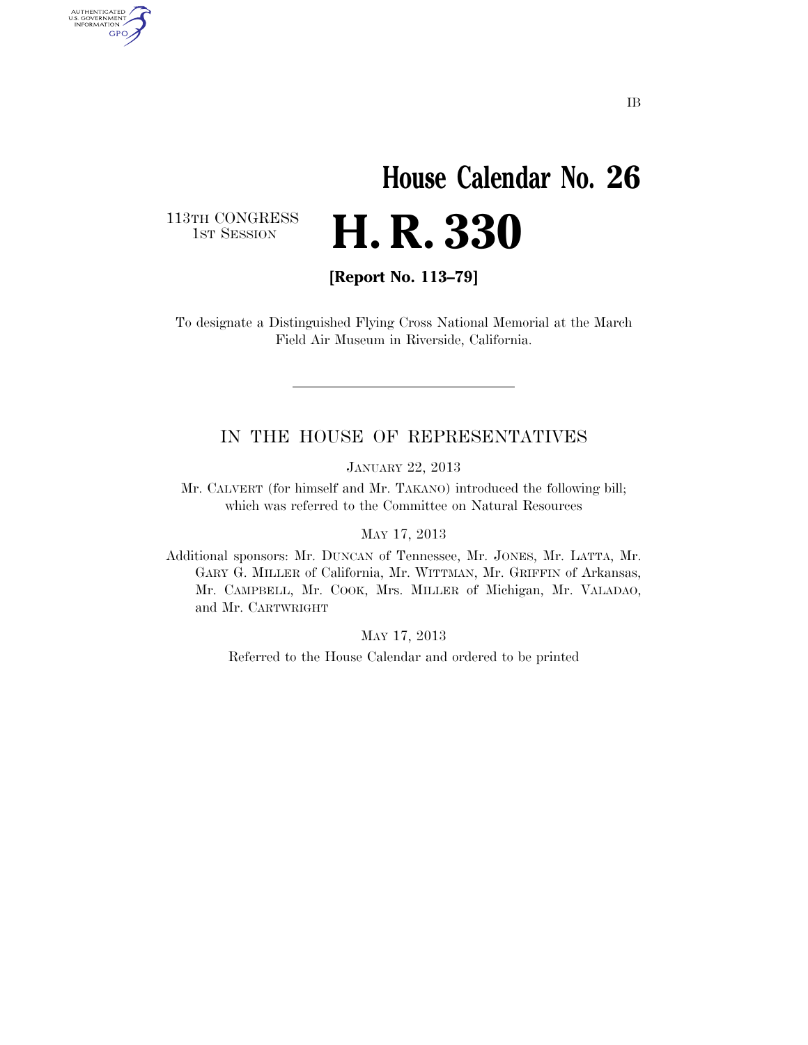IB

# House Calendar No. 26

113TH CONGRESS
1ST SESSION

# H. R. 330

**[Report No. 113–79]**

To designate a Distinguished Flying Cross National Memorial at the March Field Air Museum in Riverside, California.

---

## IN THE HOUSE OF REPRESENTATIVES

JANUARY 22, 2013

Mr. CALVERT (for himself and Mr. TAKANO) introduced the following bill; which was referred to the Committee on Natural Resources

MAY 17, 2013

Additional sponsors: Mr. DUNCAN of Tennessee, Mr. JONES, Mr. LATTA, Mr. GARY G. MILLER of California, Mr. WITTMAN, Mr. GRIFFIN of Arkansas, Mr. CAMPBELL, Mr. COOK, Mrs. MILLER of Michigan, Mr. VALADAO, and Mr. CARTWRIGHT

MAY 17, 2013

Referred to the House Calendar and ordered to be printed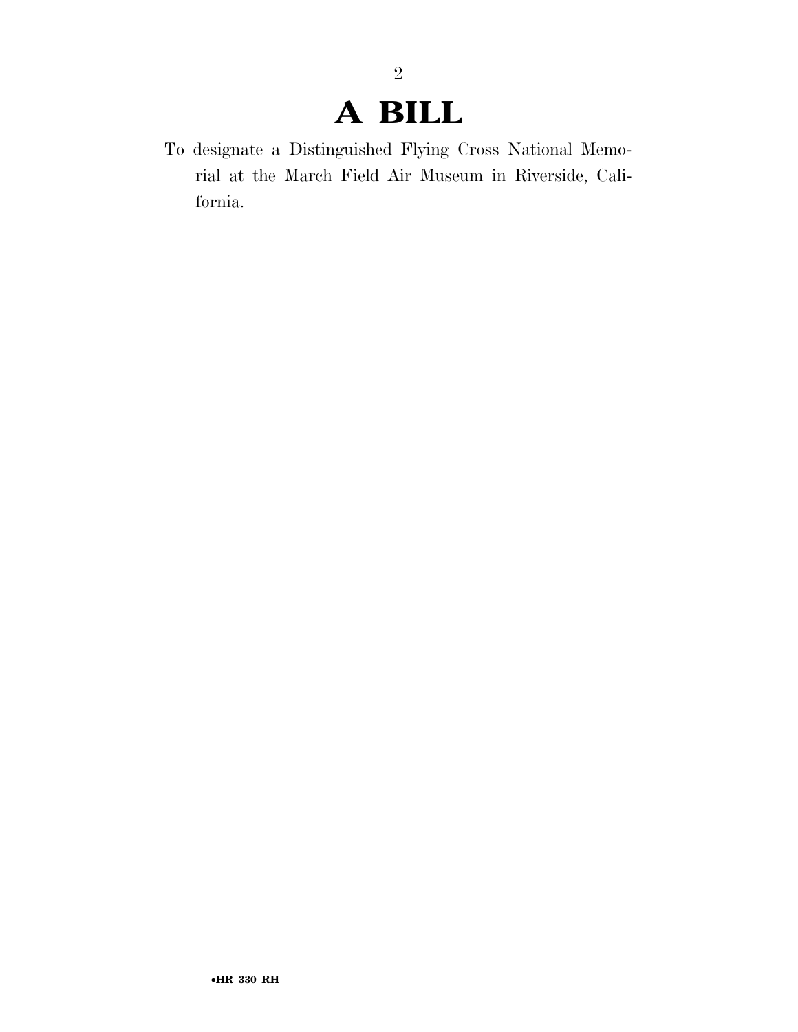# A BILL

To designate a Distinguished Flying Cross National Memorial at the March Field Air Museum in Riverside, California.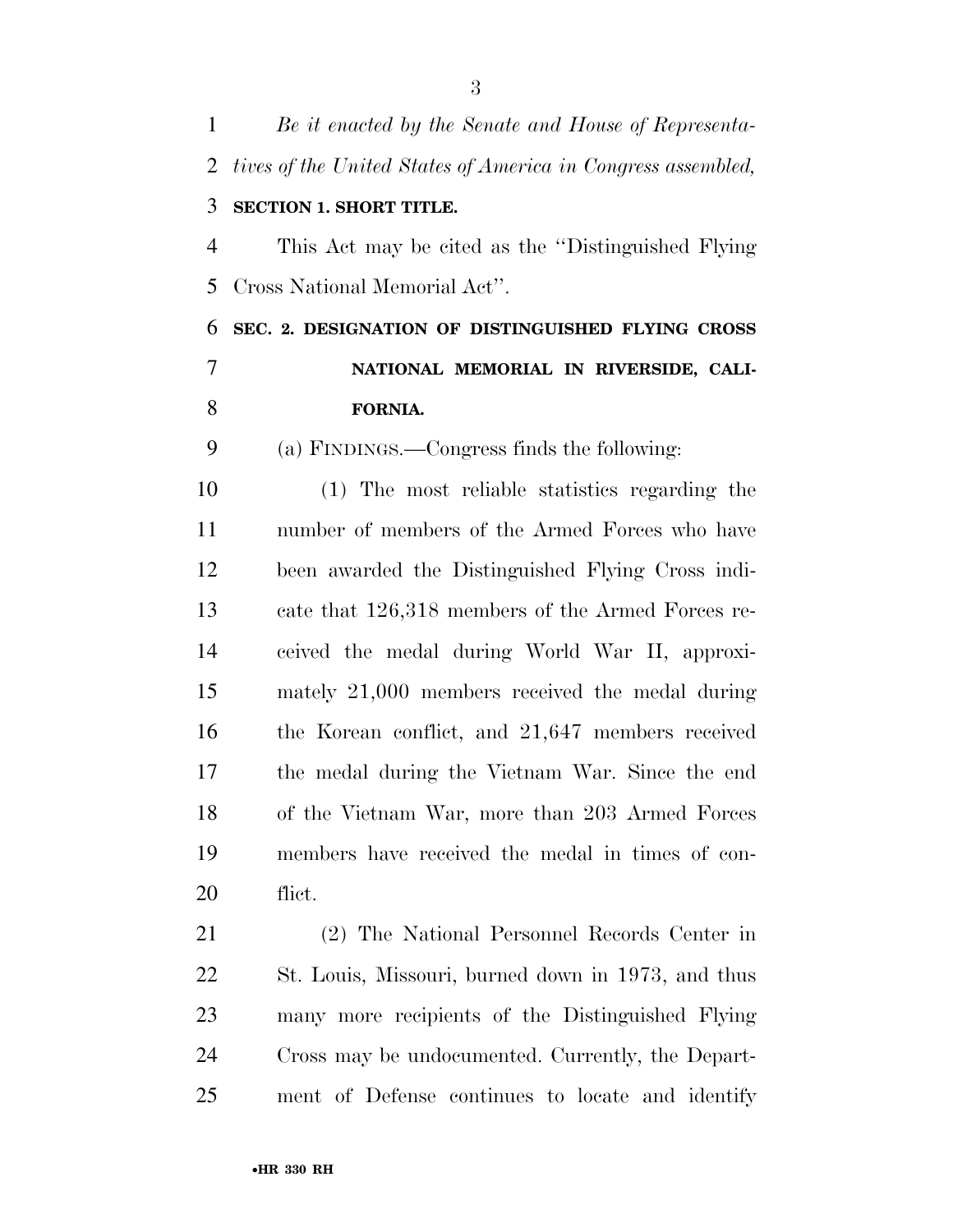*Be it enacted by the Senate and House of Representatives of the United States of America in Congress assembled,*

**SECTION 1. SHORT TITLE.**

This Act may be cited as the ''Distinguished Flying Cross National Memorial Act''.

**SEC. 2. DESIGNATION OF DISTINGUISHED FLYING CROSS NATIONAL MEMORIAL IN RIVERSIDE, CALIFORNIA.**

(a) FINDINGS.—Congress finds the following:

(1) The most reliable statistics regarding the number of members of the Armed Forces who have been awarded the Distinguished Flying Cross indicate that 126,318 members of the Armed Forces received the medal during World War II, approximately 21,000 members received the medal during the Korean conflict, and 21,647 members received the medal during the Vietnam War. Since the end of the Vietnam War, more than 203 Armed Forces members have received the medal in times of conflict.

(2) The National Personnel Records Center in St. Louis, Missouri, burned down in 1973, and thus many more recipients of the Distinguished Flying Cross may be undocumented. Currently, the Department of Defense continues to locate and identify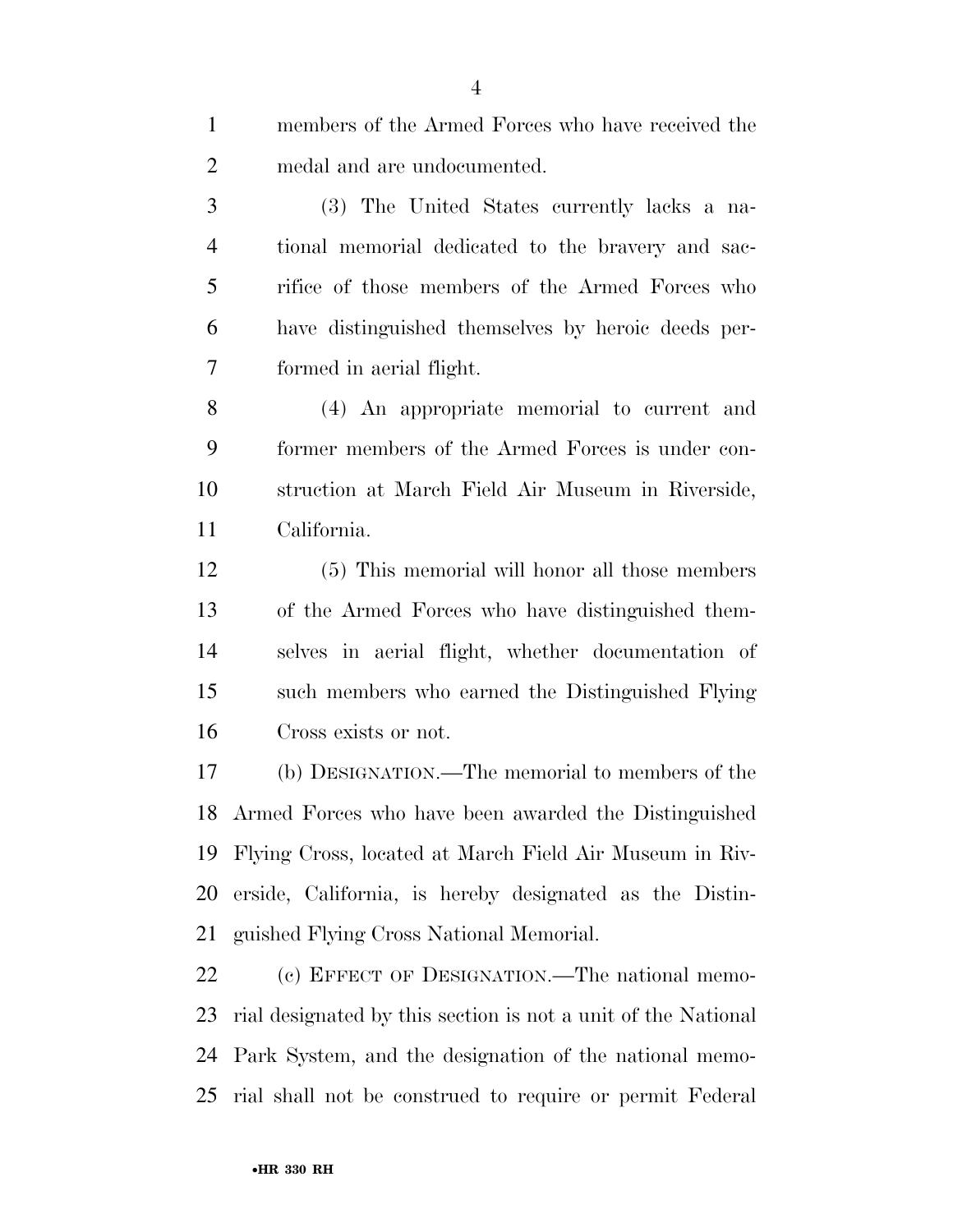members of the Armed Forces who have received the medal and are undocumented.

(3) The United States currently lacks a national memorial dedicated to the bravery and sacrifice of those members of the Armed Forces who have distinguished themselves by heroic deeds performed in aerial flight.

(4) An appropriate memorial to current and former members of the Armed Forces is under construction at March Field Air Museum in Riverside, California.

(5) This memorial will honor all those members of the Armed Forces who have distinguished themselves in aerial flight, whether documentation of such members who earned the Distinguished Flying Cross exists or not.

(b) DESIGNATION.—The memorial to members of the Armed Forces who have been awarded the Distinguished Flying Cross, located at March Field Air Museum in Riverside, California, is hereby designated as the Distinguished Flying Cross National Memorial.

(c) EFFECT OF DESIGNATION.—The national memorial designated by this section is not a unit of the National Park System, and the designation of the national memorial shall not be construed to require or permit Federal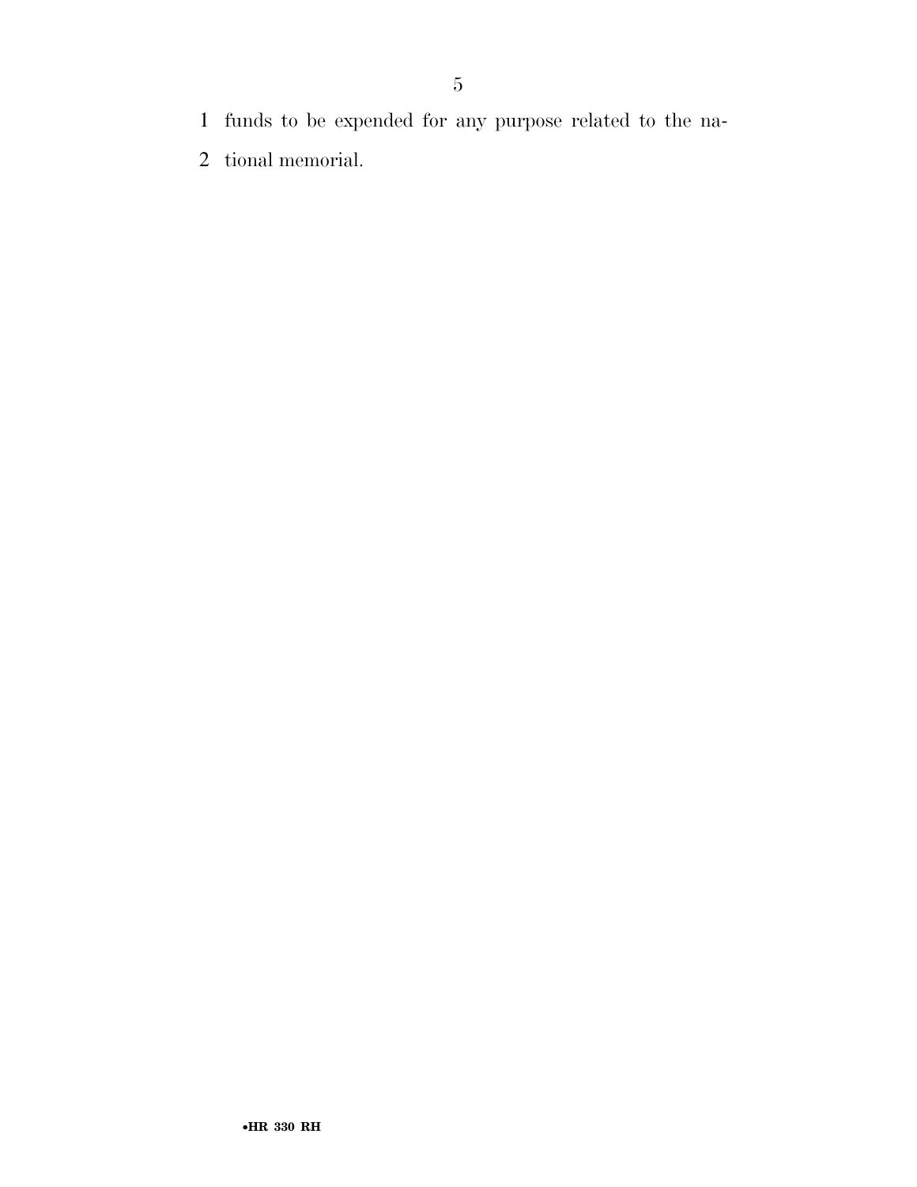funds to be expended for any purpose related to the national memorial.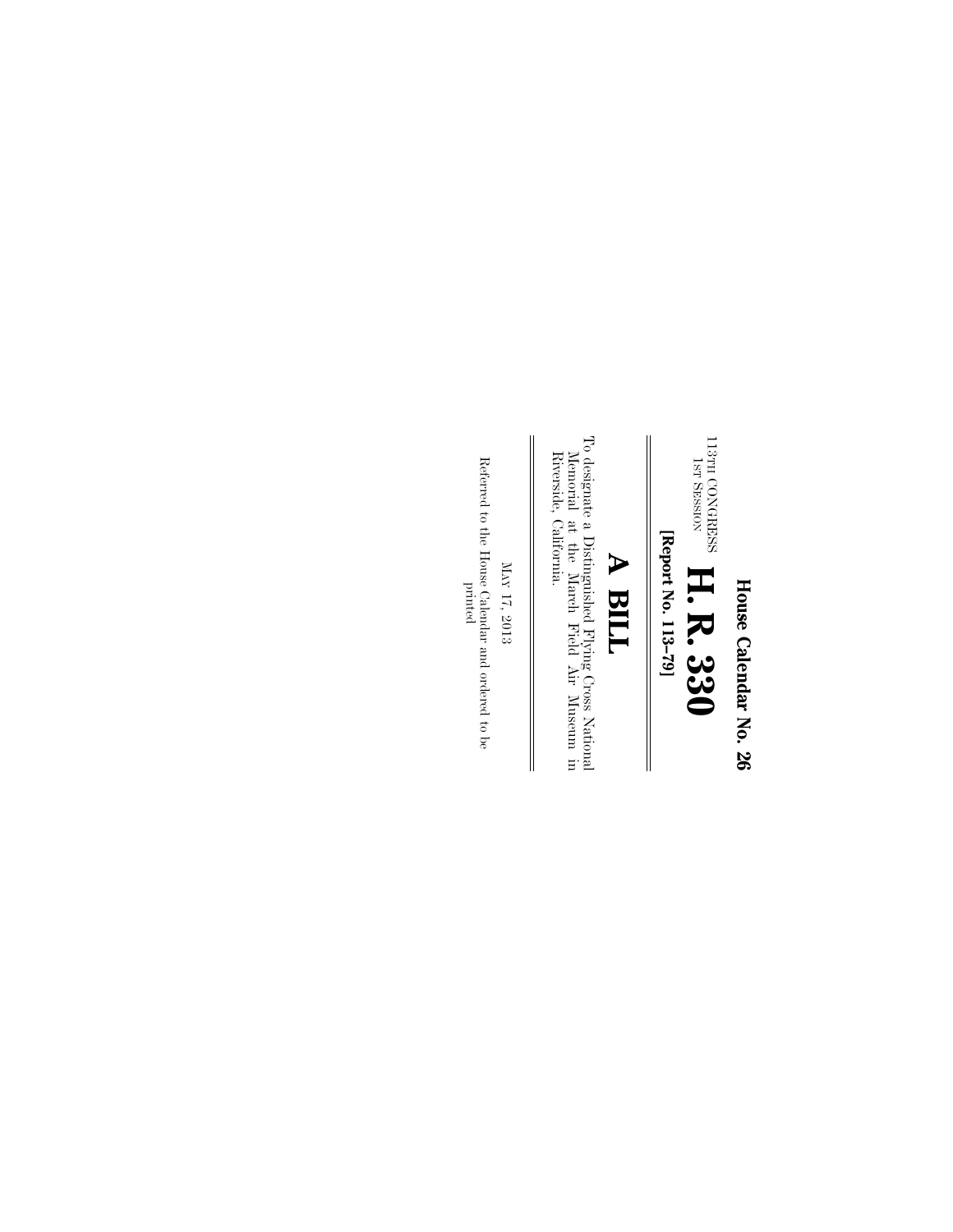House Calendar No. 26

113TH CONGRESS
1ST SESSION

# H. R. 330

**[Report No. 113–79]**

# A BILL

To designate a Distinguished Flying Cross National Memorial at the March Field Air Museum in Riverside, California.

MAY 17, 2013

Referred to the House Calendar and ordered to be printed